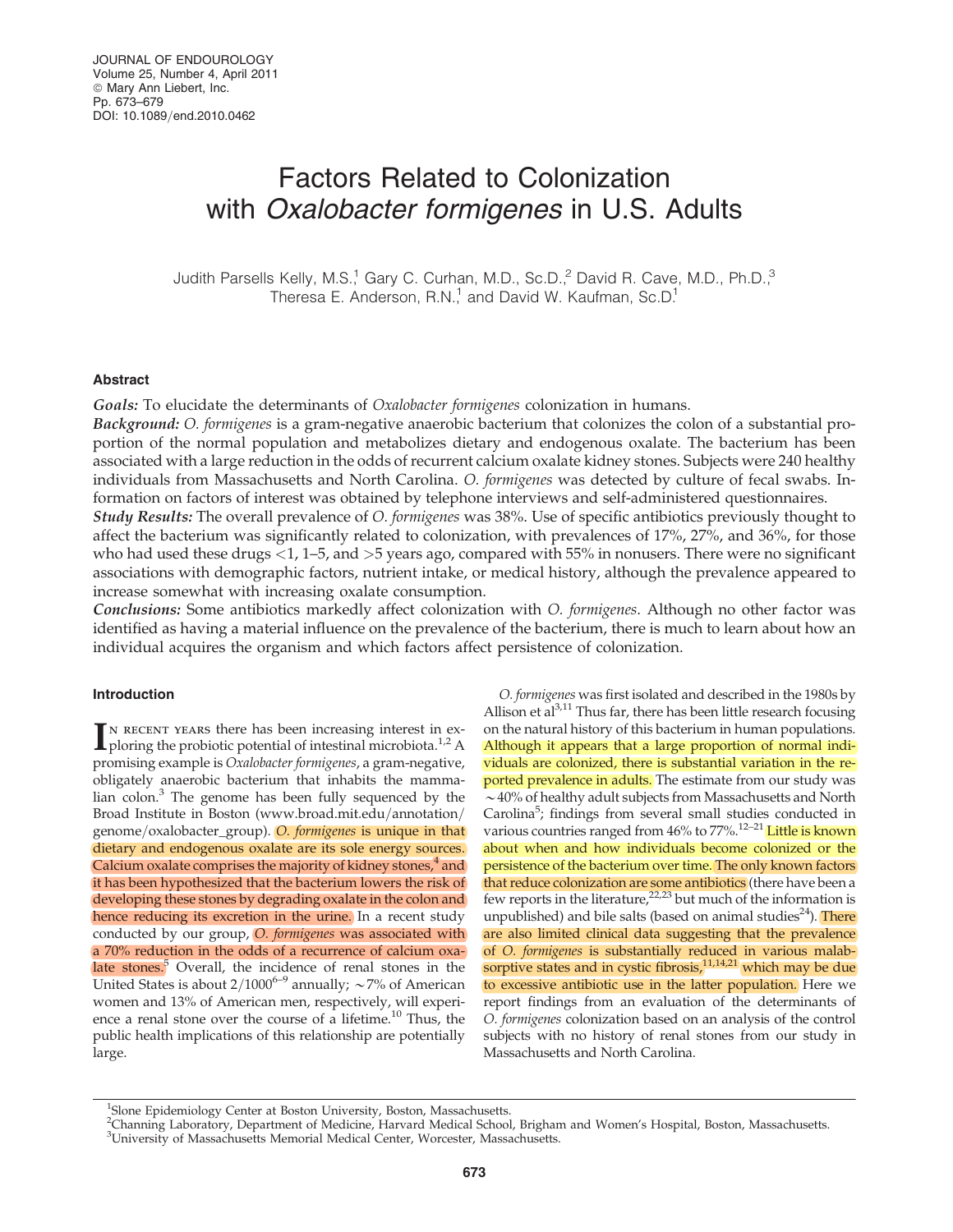# Factors Related to Colonization with *Oxalobacter formigenes* in U.S. Adults

Judith Parsells Kelly, M.S.,[1] Gary C. Curhan, M.D., Sc.D.,[2] David R. Cave, M.D., Ph.D.,[3] Theresa E. Anderson, R.N.,[1] and David W. Kaufman, Sc.D.[1]

## Abstract

***Goals:*** To elucidate the determinants of *Oxalobacter formigenes* colonization in humans.

***Background:*** *O. formigenes* is a gram-negative anaerobic bacterium that colonizes the colon of a substantial proportion of the normal population and metabolizes dietary and endogenous oxalate. The bacterium has been associated with a large reduction in the odds of recurrent calcium oxalate kidney stones. Subjects were 240 healthy individuals from Massachusetts and North Carolina. *O. formigenes* was detected by culture of fecal swabs. Information on factors of interest was obtained by telephone interviews and self-administered questionnaires.

***Study Results:*** The overall prevalence of *O. formigenes* was 38%. Use of specific antibiotics previously thought to affect the bacterium was significantly related to colonization, with prevalences of 17%, 27%, and 36%, for those who had used these drugs <1, 1–5, and >5 years ago, compared with 55% in nonusers. There were no significant associations with demographic factors, nutrient intake, or medical history, although the prevalence appeared to increase somewhat with increasing oxalate consumption.

***Conclusions:*** Some antibiotics markedly affect colonization with *O. formigenes*. Although no other factor was identified as having a material influence on the prevalence of the bacterium, there is much to learn about how an individual acquires the organism and which factors affect persistence of colonization.

## Introduction

In recent years there has been increasing interest in exploring the probiotic potential of intestinal microbiota.[1,2] A promising example is *Oxalobacter formigenes*, a gram-negative, obligately anaerobic bacterium that inhabits the mammalian colon.[3] The genome has been fully sequenced by the Broad Institute in Boston (www.broad.mit.edu/annotation/genome/oxalobacter_group). *O. formigenes* is unique in that dietary and endogenous oxalate are its sole energy sources. Calcium oxalate comprises the majority of kidney stones,[4] and it has been hypothesized that the bacterium lowers the risk of developing these stones by degrading oxalate in the colon and hence reducing its excretion in the urine. In a recent study conducted by our group, *O. formigenes* was associated with a 70% reduction in the odds of a recurrence of calcium oxalate stones.[5] Overall, the incidence of renal stones in the United States is about 2/1000[6–9] annually; ~7% of American women and 13% of American men, respectively, will experience a renal stone over the course of a lifetime.[10] Thus, the public health implications of this relationship are potentially large.

*O. formigenes* was first isolated and described in the 1980s by Allison et al[3,11] Thus far, there has been little research focusing on the natural history of this bacterium in human populations. Although it appears that a large proportion of normal individuals are colonized, there is substantial variation in the reported prevalence in adults. The estimate from our study was ~40% of healthy adult subjects from Massachusetts and North Carolina[5]; findings from several small studies conducted in various countries ranged from 46% to 77%.[12–21] Little is known about when and how individuals become colonized or the persistence of the bacterium over time. The only known factors that reduce colonization are some antibiotics (there have been a few reports in the literature,[22,23] but much of the information is unpublished) and bile salts (based on animal studies[24]). There are also limited clinical data suggesting that the prevalence of *O. formigenes* is substantially reduced in various malabsorptive states and in cystic fibrosis,[11,14,21] which may be due to excessive antibiotic use in the latter population. Here we report findings from an evaluation of the determinants of *O. formigenes* colonization based on an analysis of the control subjects with no history of renal stones from our study in Massachusetts and North Carolina.

[1]Slone Epidemiology Center at Boston University, Boston, Massachusetts.
[2]Channing Laboratory, Department of Medicine, Harvard Medical School, Brigham and Women's Hospital, Boston, Massachusetts.
[3]University of Massachusetts Memorial Medical Center, Worcester, Massachusetts.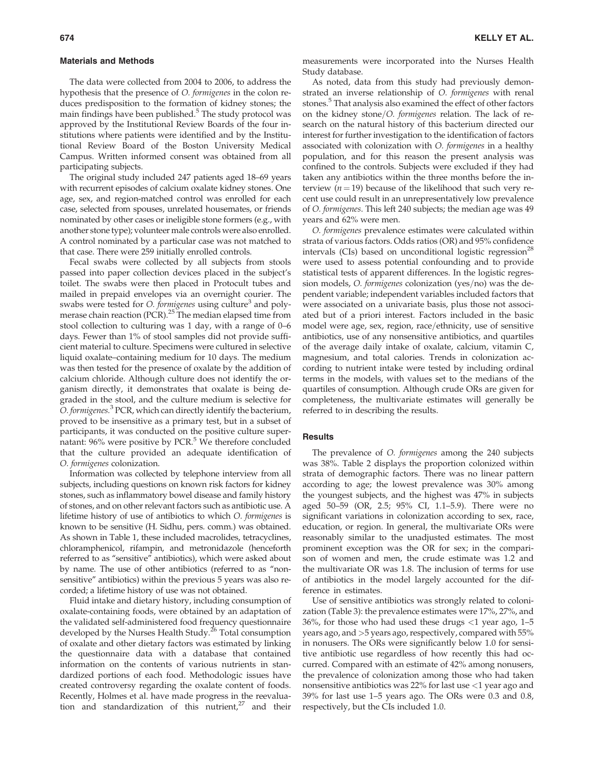## Materials and Methods

The data were collected from 2004 to 2006, to address the hypothesis that the presence of *O. formigenes* in the colon reduces predisposition to the formation of kidney stones; the main findings have been published.[5] The study protocol was approved by the Institutional Review Boards of the four institutions where patients were identified and by the Institutional Review Board of the Boston University Medical Campus. Written informed consent was obtained from all participating subjects.

The original study included 247 patients aged 18–69 years with recurrent episodes of calcium oxalate kidney stones. One age, sex, and region-matched control was enrolled for each case, selected from spouses, unrelated housemates, or friends nominated by other cases or ineligible stone formers (e.g., with another stone type); volunteer male controls were also enrolled. A control nominated by a particular case was not matched to that case. There were 259 initially enrolled controls.

Fecal swabs were collected by all subjects from stools passed into paper collection devices placed in the subject's toilet. The swabs were then placed in Protocult tubes and mailed in prepaid envelopes via an overnight courier. The swabs were tested for *O. formigenes* using culture[3] and polymerase chain reaction (PCR).[25] The median elapsed time from stool collection to culturing was 1 day, with a range of 0–6 days. Fewer than 1% of stool samples did not provide sufficient material to culture. Specimens were cultured in selective liquid oxalate–containing medium for 10 days. The medium was then tested for the presence of oxalate by the addition of calcium chloride. Although culture does not identify the organism directly, it demonstrates that oxalate is being degraded in the stool, and the culture medium is selective for *O. formigenes*.[3] PCR, which can directly identify the bacterium, proved to be insensitive as a primary test, but in a subset of participants, it was conducted on the positive culture supernatant: 96% were positive by PCR.[5] We therefore concluded that the culture provided an adequate identification of *O. formigenes* colonization.

Information was collected by telephone interview from all subjects, including questions on known risk factors for kidney stones, such as inflammatory bowel disease and family history of stones, and on other relevant factors such as antibiotic use. A lifetime history of use of antibiotics to which *O. formigenes* is known to be sensitive (H. Sidhu, pers. comm.) was obtained. As shown in Table 1, these included macrolides, tetracyclines, chloramphenicol, rifampin, and metronidazole (henceforth referred to as "sensitive" antibiotics), which were asked about by name. The use of other antibiotics (referred to as "nonsensitive" antibiotics) within the previous 5 years was also recorded; a lifetime history of use was not obtained.

Fluid intake and dietary history, including consumption of oxalate-containing foods, were obtained by an adaptation of the validated self-administered food frequency questionnaire developed by the Nurses Health Study.[26] Total consumption of oxalate and other dietary factors was estimated by linking the questionnaire data with a database that contained information on the contents of various nutrients in standardized portions of each food. Methodologic issues have created controversy regarding the oxalate content of foods. Recently, Holmes et al. have made progress in the reevaluation and standardization of this nutrient,[27] and their measurements were incorporated into the Nurses Health Study database.

As noted, data from this study had previously demonstrated an inverse relationship of *O. formigenes* with renal stones.[5] That analysis also examined the effect of other factors on the kidney stone/*O. formigenes* relation. The lack of research on the natural history of this bacterium directed our interest for further investigation to the identification of factors associated with colonization with *O. formigenes* in a healthy population, and for this reason the present analysis was confined to the controls. Subjects were excluded if they had taken any antibiotics within the three months before the interview ($n = 19$) because of the likelihood that such very recent use could result in an unrepresentatively low prevalence of *O. formigenes*. This left 240 subjects; the median age was 49 years and 62% were men.

*O. formigenes* prevalence estimates were calculated within strata of various factors. Odds ratios (OR) and 95% confidence intervals (CIs) based on unconditional logistic regression[28] were used to assess potential confounding and to provide statistical tests of apparent differences. In the logistic regression models, *O. formigenes* colonization (yes/no) was the dependent variable; independent variables included factors that were associated on a univariate basis, plus those not associated but of a priori interest. Factors included in the basic model were age, sex, region, race/ethnicity, use of sensitive antibiotics, use of any nonsensitive antibiotics, and quartiles of the average daily intake of oxalate, calcium, vitamin C, magnesium, and total calories. Trends in colonization according to nutrient intake were tested by including ordinal terms in the models, with values set to the medians of the quartiles of consumption. Although crude ORs are given for completeness, the multivariate estimates will generally be referred to in describing the results.

## Results

The prevalence of *O. formigenes* among the 240 subjects was 38%. Table 2 displays the proportion colonized within strata of demographic factors. There was no linear pattern according to age; the lowest prevalence was 30% among the youngest subjects, and the highest was 47% in subjects aged 50–59 (OR, 2.5; 95% CI, 1.1–5.9). There were no significant variations in colonization according to sex, race, education, or region. In general, the multivariate ORs were reasonably similar to the unadjusted estimates. The most prominent exception was the OR for sex; in the comparison of women and men, the crude estimate was 1.2 and the multivariate OR was 1.8. The inclusion of terms for use of antibiotics in the model largely accounted for the difference in estimates.

Use of sensitive antibiotics was strongly related to colonization (Table 3): the prevalence estimates were 17%, 27%, and 36%, for those who had used these drugs <1 year ago, 1–5 years ago, and >5 years ago, respectively, compared with 55% in nonusers. The ORs were significantly below 1.0 for sensitive antibiotic use regardless of how recently this had occurred. Compared with an estimate of 42% among nonusers, the prevalence of colonization among those who had taken nonsensitive antibiotics was 22% for last use <1 year ago and 39% for last use 1–5 years ago. The ORs were 0.3 and 0.8, respectively, but the CIs included 1.0.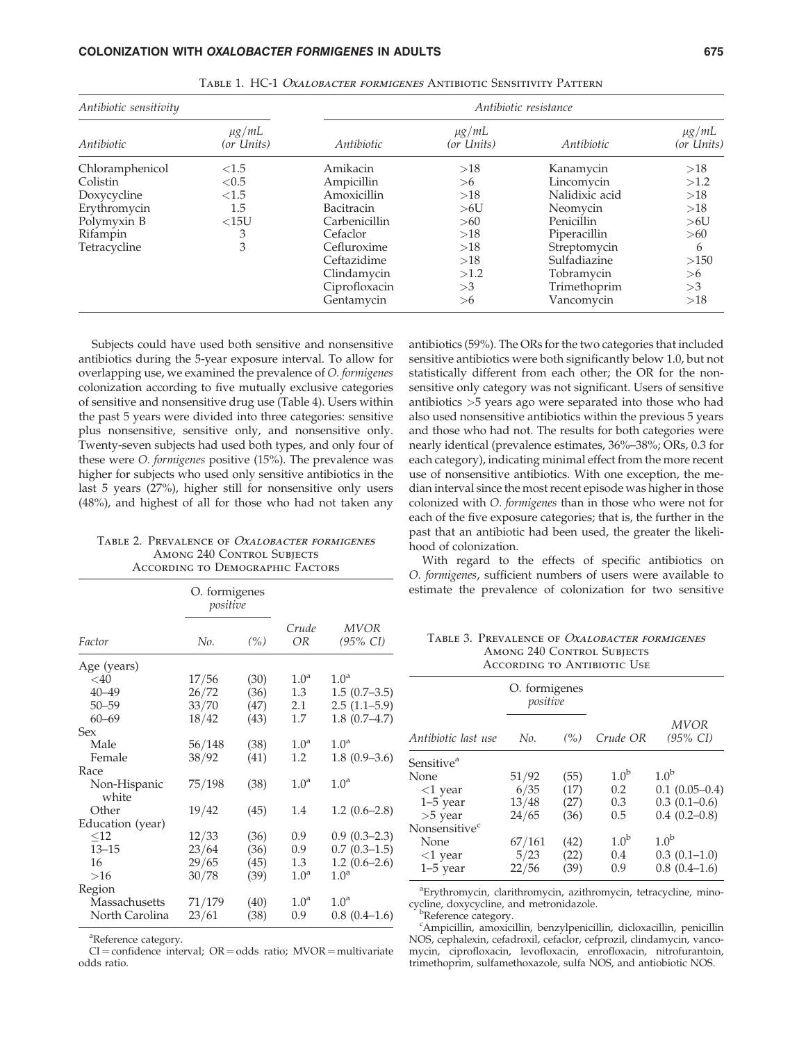Table 1. HC-1 *Oxalobacter formigenes* Antibiotic Sensitivity Pattern

| *Antibiotic sensitivity* | | *Antibiotic resistance* | | | |
|---|---|---|---|---|---|
| *Antibiotic* | *μg/mL (or Units)* | *Antibiotic* | *μg/mL (or Units)* | *Antibiotic* | *μg/mL (or Units)* |
| Chloramphenicol | <1.5 | Amikacin | >18 | Kanamycin | >18 |
| Colistin | <0.5 | Ampicillin | >6 | Lincomycin | >1.2 |
| Doxycycline | <1.5 | Amoxicillin | >18 | Nalidixic acid | >18 |
| Erythromycin | 1.5 | Bacitracin | >6U | Neomycin | >18 |
| Polymyxin B | <15U | Carbenicillin | >60 | Penicillin | >6U |
| Rifampin | 3 | Cefaclor | >18 | Piperacillin | >60 |
| Tetracycline | 3 | Cefluroxime | >18 | Streptomycin | 6 |
| | | Ceftazidime | >18 | Sulfadiazine | >150 |
| | | Clindamycin | >1.2 | Tobramycin | >6 |
| | | Ciprofloxacin | >3 | Trimethoprim | >3 |
| | | Gentamycin | >6 | Vancomycin | >18 |

Subjects could have used both sensitive and nonsensitive antibiotics during the 5-year exposure interval. To allow for overlapping use, we examined the prevalence of *O. formigenes* colonization according to five mutually exclusive categories of sensitive and nonsensitive drug use (Table 4). Users within the past 5 years were divided into three categories: sensitive plus nonsensitive, sensitive only, and nonsensitive only. Twenty-seven subjects had used both types, and only four of these were *O. formigenes* positive (15%). The prevalence was higher for subjects who used only sensitive antibiotics in the last 5 years (27%), higher still for nonsensitive only users (48%), and highest of all for those who had not taken any antibiotics (59%). The ORs for the two categories that included sensitive antibiotics were both significantly below 1.0, but not statistically different from each other; the OR for the nonsensitive only category was not significant. Users of sensitive antibiotics >5 years ago were separated into those who had also used nonsensitive antibiotics within the previous 5 years and those who had not. The results for both categories were nearly identical (prevalence estimates, 36%–38%; ORs, 0.3 for each category), indicating minimal effect from the more recent use of nonsensitive antibiotics. With one exception, the median interval since the most recent episode was higher in those colonized with *O. formigenes* than in those who were not for each of the five exposure categories; that is, the further in the past that an antibiotic had been used, the greater the likelihood of colonization.

With regard to the effects of specific antibiotics on *O. formigenes*, sufficient numbers of users were available to estimate the prevalence of colonization for two sensitive

Table 2. Prevalence of *Oxalobacter formigenes* Among 240 Control Subjects According to Demographic Factors

| Factor | O. formigenes positive No. | (%) | Crude OR | MVOR (95% CI) |
|---|---|---|---|---|
| Age (years) | | | | |
| <40 | 17/56 | (30) | 1.0[a] | 1.0[a] |
| 40–49 | 26/72 | (36) | 1.3 | 1.5 (0.7–3.5) |
| 50–59 | 33/70 | (47) | 2.1 | 2.5 (1.1–5.9) |
| 60–69 | 18/42 | (43) | 1.7 | 1.8 (0.7–4.7) |
| Sex | | | | |
| Male | 56/148 | (38) | 1.0[a] | 1.0[a] |
| Female | 38/92 | (41) | 1.2 | 1.8 (0.9–3.6) |
| Race | | | | |
| Non-Hispanic white | 75/198 | (38) | 1.0[a] | 1.0[a] |
| Other | 19/42 | (45) | 1.4 | 1.2 (0.6–2.8) |
| Education (year) | | | | |
| ≤12 | 12/33 | (36) | 0.9 | 0.9 (0.3–2.3) |
| 13–15 | 23/64 | (36) | 0.9 | 0.7 (0.3–1.5) |
| 16 | 29/65 | (45) | 1.3 | 1.2 (0.6–2.6) |
| >16 | 30/78 | (39) | 1.0[a] | 1.0[a] |
| Region | | | | |
| Massachusetts | 71/179 | (40) | 1.0[a] | 1.0[a] |
| North Carolina | 23/61 | (38) | 0.9 | 0.8 (0.4–1.6) |

[a]Reference category.

CI = confidence interval; OR = odds ratio; MVOR = multivariate odds ratio.

Table 3. Prevalence of *Oxalobacter formigenes* Among 240 Control Subjects According to Antibiotic Use

| Antibiotic last use | O. formigenes positive No. | (%) | Crude OR | MVOR (95% CI) |
|---|---|---|---|---|
| Sensitive[a] | | | | |
| None | 51/92 | (55) | 1.0[b] | 1.0[b] |
| <1 year | 6/35 | (17) | 0.2 | 0.1 (0.05–0.4) |
| 1–5 year | 13/48 | (27) | 0.3 | 0.3 (0.1–0.6) |
| >5 year | 24/65 | (36) | 0.5 | 0.4 (0.2–0.8) |
| Nonsensitive[c] | | | | |
| None | 67/161 | (42) | 1.0[b] | 1.0[b] |
| <1 year | 5/23 | (22) | 0.4 | 0.3 (0.1–1.0) |
| 1–5 year | 22/56 | (39) | 0.9 | 0.8 (0.4–1.6) |

[a]Erythromycin, clarithromycin, azithromycin, tetracycline, minocycline, doxycycline, and metronidazole.

[b]Reference category.

[c]Ampicillin, amoxicillin, benzylpenicillin, dicloxacillin, penicillin NOS, cephalexin, cefadroxil, cefaclor, cefprozil, clindamycin, vancomycin, ciprofloxacin, levofloxacin, enrofloxacin, nitrofurantoin, trimethoprim, sulfamethoxazole, sulfa NOS, and antiobiotic NOS.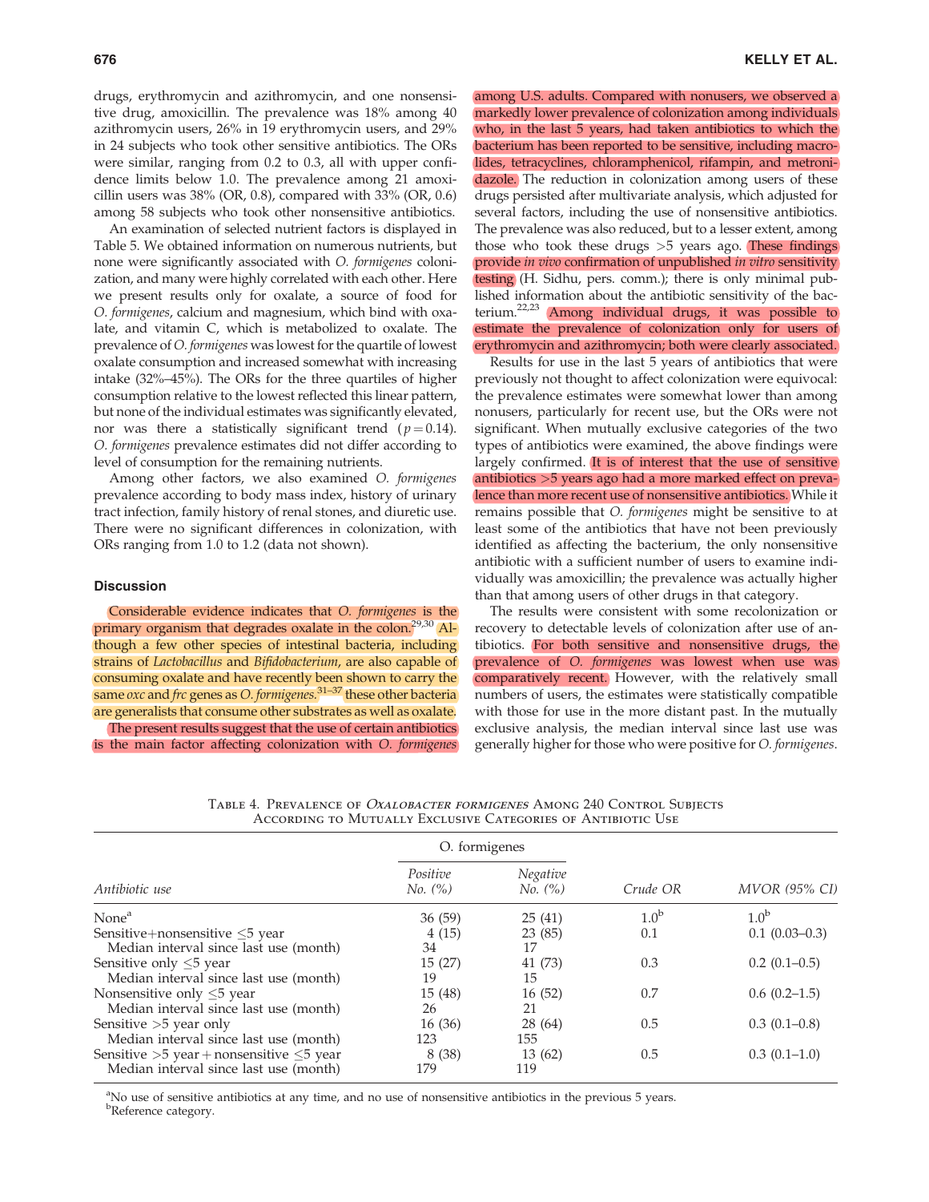drugs, erythromycin and azithromycin, and one nonsensitive drug, amoxicillin. The prevalence was 18% among 40 azithromycin users, 26% in 19 erythromycin users, and 29% in 24 subjects who took other sensitive antibiotics. The ORs were similar, ranging from 0.2 to 0.3, all with upper confidence limits below 1.0. The prevalence among 21 amoxicillin users was 38% (OR, 0.8), compared with 33% (OR, 0.6) among 58 subjects who took other nonsensitive antibiotics.

An examination of selected nutrient factors is displayed in Table 5. We obtained information on numerous nutrients, but none were significantly associated with *O. formigenes* colonization, and many were highly correlated with each other. Here we present results only for oxalate, a source of food for *O. formigenes*, calcium and magnesium, which bind with oxalate, and vitamin C, which is metabolized to oxalate. The prevalence of *O. formigenes* was lowest for the quartile of lowest oxalate consumption and increased somewhat with increasing intake (32%–45%). The ORs for the three quartiles of higher consumption relative to the lowest reflected this linear pattern, but none of the individual estimates was significantly elevated, nor was there a statistically significant trend ($p = 0.14$). *O. formigenes* prevalence estimates did not differ according to level of consumption for the remaining nutrients.

Among other factors, we also examined *O. formigenes* prevalence according to body mass index, history of urinary tract infection, family history of renal stones, and diuretic use. There were no significant differences in colonization, with ORs ranging from 1.0 to 1.2 (data not shown).

## Discussion

Considerable evidence indicates that *O. formigenes* is the primary organism that degrades oxalate in the colon.[29,30] Although a few other species of intestinal bacteria, including strains of *Lactobacillus* and *Bifidobacterium*, are also capable of consuming oxalate and have recently been shown to carry the same *oxc* and *frc* genes as *O. formigenes*,[31–37] these other bacteria are generalists that consume other substrates as well as oxalate.

The present results suggest that the use of certain antibiotics is the main factor affecting colonization with *O. formigenes* among U.S. adults. Compared with nonusers, we observed a markedly lower prevalence of colonization among individuals who, in the last 5 years, had taken antibiotics to which the bacterium has been reported to be sensitive, including macrolides, tetracyclines, chloramphenicol, rifampin, and metronidazole. The reduction in colonization among users of these drugs persisted after multivariate analysis, which adjusted for several factors, including the use of nonsensitive antibiotics. The prevalence was also reduced, but to a lesser extent, among those who took these drugs >5 years ago. These findings provide *in vivo* confirmation of unpublished *in vitro* sensitivity testing (H. Sidhu, pers. comm.); there is only minimal published information about the antibiotic sensitivity of the bacterium.[22,23] Among individual drugs, it was possible to estimate the prevalence of colonization only for users of erythromycin and azithromycin; both were clearly associated.

Results for use in the last 5 years of antibiotics that were previously not thought to affect colonization were equivocal: the prevalence estimates were somewhat lower than among nonusers, particularly for recent use, but the ORs were not significant. When mutually exclusive categories of the two types of antibiotics were examined, the above findings were largely confirmed. It is of interest that the use of sensitive antibiotics >5 years ago had a more marked effect on prevalence than more recent use of nonsensitive antibiotics. While it remains possible that *O. formigenes* might be sensitive to at least some of the antibiotics that have not been previously identified as affecting the bacterium, the only nonsensitive antibiotic with a sufficient number of users to examine individually was amoxicillin; the prevalence was actually higher than that among users of other drugs in that category.

The results were consistent with some recolonization or recovery to detectable levels of colonization after use of antibiotics. For both sensitive and nonsensitive drugs, the prevalence of *O. formigenes* was lowest when use was comparatively recent. However, with the relatively small numbers of users, the estimates were statistically compatible with those for use in the more distant past. In the mutually exclusive analysis, the median interval since last use was generally higher for those who were positive for *O. formigenes*.

Table 4. Prevalence of *Oxalobacter formigenes* Among 240 Control Subjects According to Mutually Exclusive Categories of Antibiotic Use

| Antibiotic use | O. formigenes Positive No. (%) | O. formigenes Negative No. (%) | Crude OR | MVOR (95% CI) |
|---|---|---|---|---|
| None[a] | 36 (59) | 25 (41) | 1.0[b] | 1.0[b] |
| Sensitive+nonsensitive ≤5 year | 4 (15) | 23 (85) | 0.1 | 0.1 (0.03–0.3) |
| Median interval since last use (month) | 34 | 17 | | |
| Sensitive only ≤5 year | 15 (27) | 41 (73) | 0.3 | 0.2 (0.1–0.5) |
| Median interval since last use (month) | 19 | 15 | | |
| Nonsensitive only ≤5 year | 15 (48) | 16 (52) | 0.7 | 0.6 (0.2–1.5) |
| Median interval since last use (month) | 26 | 21 | | |
| Sensitive >5 year only | 16 (36) | 28 (64) | 0.5 | 0.3 (0.1–0.8) |
| Median interval since last use (month) | 123 | 155 | | |
| Sensitive >5 year + nonsensitive ≤5 year | 8 (38) | 13 (62) | 0.5 | 0.3 (0.1–1.0) |
| Median interval since last use (month) | 179 | 119 | | |

[a]No use of sensitive antibiotics at any time, and no use of nonsensitive antibiotics in the previous 5 years.
[b]Reference category.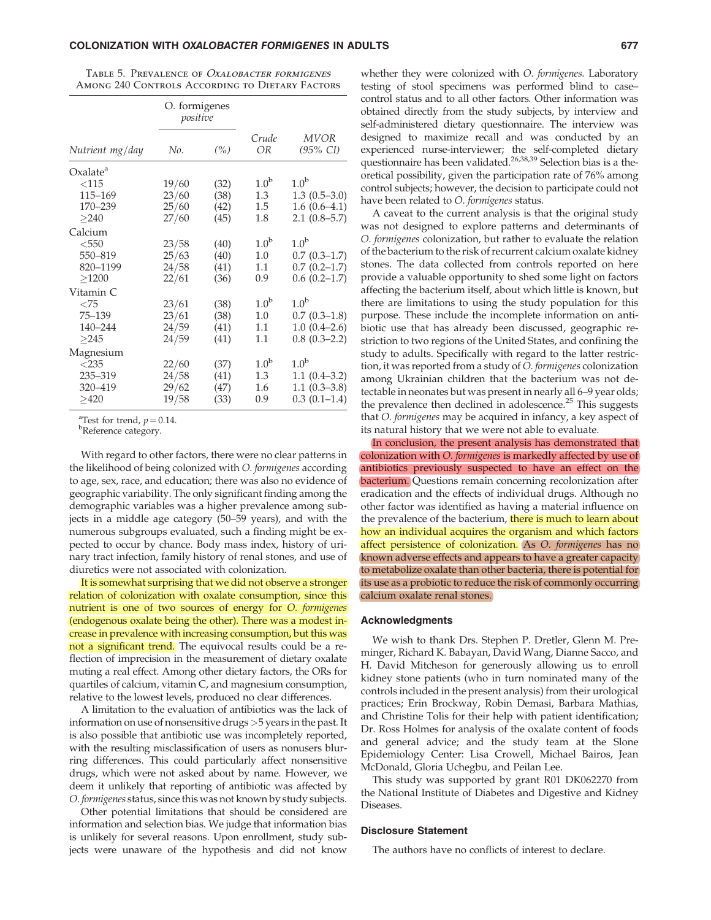Table 5. Prevalence of *Oxalobacter formigenes* Among 240 Controls According to Dietary Factors

| Nutrient mg/day | O. formigenes positive No. | (%) | Crude OR | MVOR (95% CI) |
|---|---|---|---|---|
| Oxalate[a] | | | | |
| <115 | 19/60 | (32) | 1.0[b] | 1.0[b] |
| 115–169 | 23/60 | (38) | 1.3 | 1.3 (0.5–3.0) |
| 170–239 | 25/60 | (42) | 1.5 | 1.6 (0.6–4.1) |
| ≥240 | 27/60 | (45) | 1.8 | 2.1 (0.8–5.7) |
| Calcium | | | | |
| <550 | 23/58 | (40) | 1.0[b] | 1.0[b] |
| 550–819 | 25/63 | (40) | 1.0 | 0.7 (0.3–1.7) |
| 820–1199 | 24/58 | (41) | 1.1 | 0.7 (0.2–1.7) |
| ≥1200 | 22/61 | (36) | 0.9 | 0.6 (0.2–1.7) |
| Vitamin C | | | | |
| <75 | 23/61 | (38) | 1.0[b] | 1.0[b] |
| 75–139 | 23/61 | (38) | 1.0 | 0.7 (0.3–1.8) |
| 140–244 | 24/59 | (41) | 1.1 | 1.0 (0.4–2.6) |
| ≥245 | 24/59 | (41) | 1.1 | 0.8 (0.3–2.2) |
| Magnesium | | | | |
| <235 | 22/60 | (37) | 1.0[b] | 1.0[b] |
| 235–319 | 24/58 | (41) | 1.3 | 1.1 (0.4–3.2) |
| 320–419 | 29/62 | (47) | 1.6 | 1.1 (0.3–3.8) |
| ≥420 | 19/58 | (33) | 0.9 | 0.3 (0.1–1.4) |

[a]Test for trend, $p = 0.14$.
[b]Reference category.

With regard to other factors, there were no clear patterns in the likelihood of being colonized with *O. formigenes* according to age, sex, race, and education; there was also no evidence of geographic variability. The only significant finding among the demographic variables was a higher prevalence among subjects in a middle age category (50–59 years), and with the numerous subgroups evaluated, such a finding might be expected to occur by chance. Body mass index, history of urinary tract infection, family history of renal stones, and use of diuretics were not associated with colonization.

It is somewhat surprising that we did not observe a stronger relation of colonization with oxalate consumption, since this nutrient is one of two sources of energy for *O. formigenes* (endogenous oxalate being the other). There was a modest increase in prevalence with increasing consumption, but this was not a significant trend. The equivocal results could be a reflection of imprecision in the measurement of dietary oxalate muting a real effect. Among other dietary factors, the ORs for quartiles of calcium, vitamin C, and magnesium consumption, relative to the lowest levels, produced no clear differences.

A limitation to the evaluation of antibiotics was the lack of information on use of nonsensitive drugs >5 years in the past. It is also possible that antibiotic use was incompletely reported, with the resulting misclassification of users as nonusers blurring differences. This could particularly affect nonsensitive drugs, which were not asked about by name. However, we deem it unlikely that reporting of antibiotic was affected by *O. formigenes* status, since this was not known by study subjects.

Other potential limitations that should be considered are information and selection bias. We judge that information bias is unlikely for several reasons. Upon enrollment, study subjects were unaware of the hypothesis and did not know whether they were colonized with *O. formigenes*. Laboratory testing of stool specimens was performed blind to case–control status and to all other factors. Other information was obtained directly from the study subjects, by interview and self-administered dietary questionnaire. The interview was designed to maximize recall and was conducted by an experienced nurse-interviewer; the self-completed dietary questionnaire has been validated.[26,38,39] Selection bias is a theoretical possibility, given the participation rate of 76% among control subjects; however, the decision to participate could not have been related to *O. formigenes* status.

A caveat to the current analysis is that the original study was not designed to explore patterns and determinants of *O. formigenes* colonization, but rather to evaluate the relation of the bacterium to the risk of recurrent calcium oxalate kidney stones. The data collected from controls reported on here provide a valuable opportunity to shed some light on factors affecting the bacterium itself, about which little is known, but there are limitations to using the study population for this purpose. These include the incomplete information on antibiotic use that has already been discussed, geographic restriction to two regions of the United States, and confining the study to adults. Specifically with regard to the latter restriction, it was reported from a study of *O. formigenes* colonization among Ukrainian children that the bacterium was not detectable in neonates but was present in nearly all 6–9 year olds; the prevalence then declined in adolescence.[25] This suggests that *O. formigenes* may be acquired in infancy, a key aspect of its natural history that we were not able to evaluate.

In conclusion, the present analysis has demonstrated that colonization with *O. formigenes* is markedly affected by use of antibiotics previously suspected to have an effect on the bacterium. Questions remain concerning recolonization after eradication and the effects of individual drugs. Although no other factor was identified as having a material influence on the prevalence of the bacterium, there is much to learn about how an individual acquires the organism and which factors affect persistence of colonization. As *O. formigenes* has no known adverse effects and appears to have a greater capacity to metabolize oxalate than other bacteria, there is potential for its use as a probiotic to reduce the risk of commonly occurring calcium oxalate renal stones.

## Acknowledgments

We wish to thank Drs. Stephen P. Dretler, Glenn M. Preminger, Richard K. Babayan, David Wang, Dianne Sacco, and H. David Mitcheson for generously allowing us to enroll kidney stone patients (who in turn nominated many of the controls included in the present analysis) from their urological practices; Erin Brockway, Robin Demasi, Barbara Mathias, and Christine Tolis for their help with patient identification; Dr. Ross Holmes for analysis of the oxalate content of foods and general advice; and the study team at the Slone Epidemiology Center: Lisa Crowell, Michael Bairos, Jean McDonald, Gloria Uchegbu, and Peilan Lee.

This study was supported by grant R01 DK062270 from the National Institute of Diabetes and Digestive and Kidney Diseases.

## Disclosure Statement

The authors have no conflicts of interest to declare.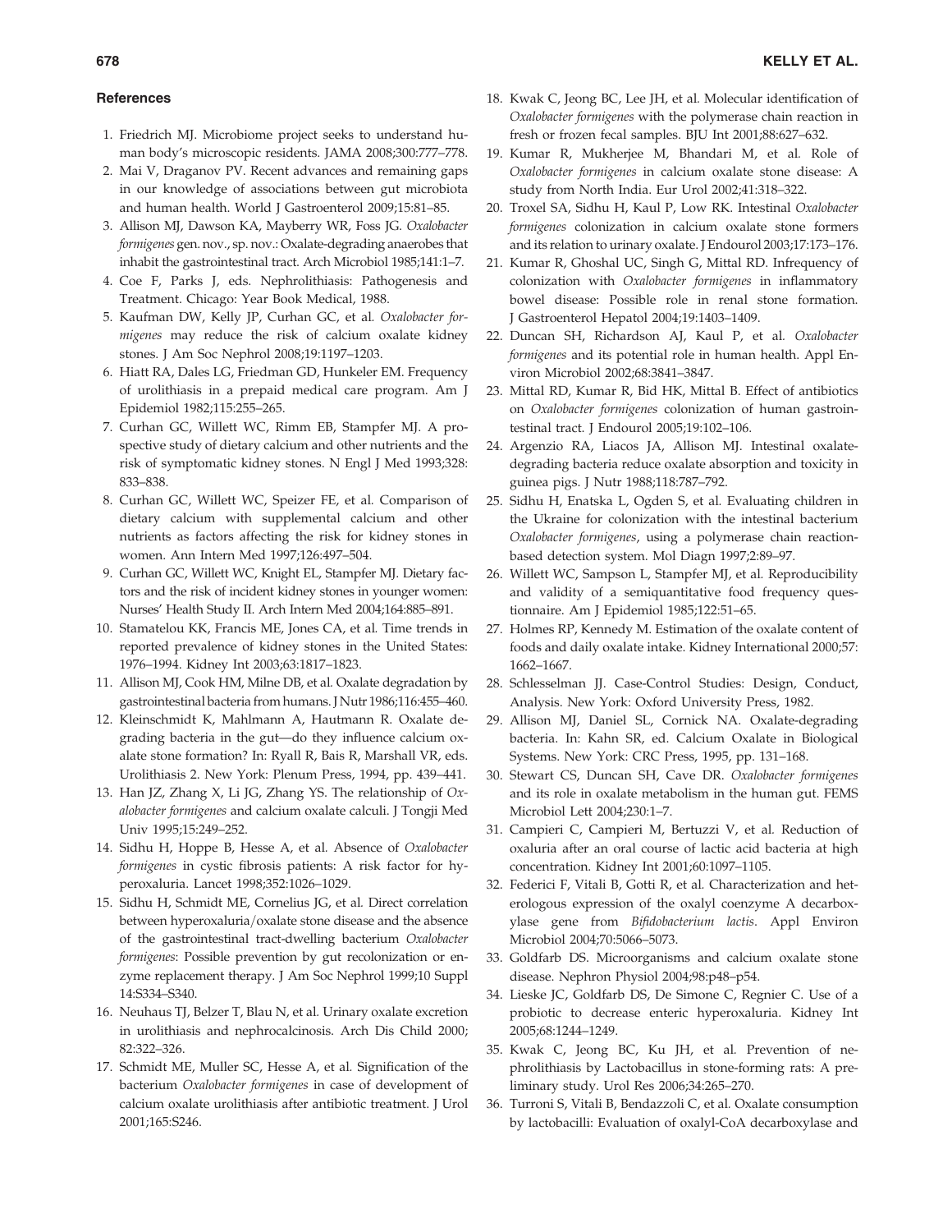### References

1. Friedrich MJ. Microbiome project seeks to understand human body's microscopic residents. JAMA 2008;300:777–778.
2. Mai V, Draganov PV. Recent advances and remaining gaps in our knowledge of associations between gut microbiota and human health. World J Gastroenterol 2009;15:81–85.
3. Allison MJ, Dawson KA, Mayberry WR, Foss JG. *Oxalobacter formigenes* gen. nov., sp. nov.: Oxalate-degrading anaerobes that inhabit the gastrointestinal tract. Arch Microbiol 1985;141:1–7.
4. Coe F, Parks J, eds. Nephrolithiasis: Pathogenesis and Treatment. Chicago: Year Book Medical, 1988.
5. Kaufman DW, Kelly JP, Curhan GC, et al. *Oxalobacter formigenes* may reduce the risk of calcium oxalate kidney stones. J Am Soc Nephrol 2008;19:1197–1203.
6. Hiatt RA, Dales LG, Friedman GD, Hunkeler EM. Frequency of urolithiasis in a prepaid medical care program. Am J Epidemiol 1982;115:255–265.
7. Curhan GC, Willett WC, Rimm EB, Stampfer MJ. A prospective study of dietary calcium and other nutrients and the risk of symptomatic kidney stones. N Engl J Med 1993;328: 833–838.
8. Curhan GC, Willett WC, Speizer FE, et al. Comparison of dietary calcium with supplemental calcium and other nutrients as factors affecting the risk for kidney stones in women. Ann Intern Med 1997;126:497–504.
9. Curhan GC, Willett WC, Knight EL, Stampfer MJ. Dietary factors and the risk of incident kidney stones in younger women: Nurses' Health Study II. Arch Intern Med 2004;164:885–891.
10. Stamatelou KK, Francis ME, Jones CA, et al. Time trends in reported prevalence of kidney stones in the United States: 1976–1994. Kidney Int 2003;63:1817–1823.
11. Allison MJ, Cook HM, Milne DB, et al. Oxalate degradation by gastrointestinal bacteria from humans. J Nutr 1986;116:455–460.
12. Kleinschmidt K, Mahlmann A, Hautmann R. Oxalate degrading bacteria in the gut—do they influence calcium oxalate stone formation? In: Ryall R, Bais R, Marshall VR, eds. Urolithiasis 2. New York: Plenum Press, 1994, pp. 439–441.
13. Han JZ, Zhang X, Li JG, Zhang YS. The relationship of *Oxalobacter formigenes* and calcium oxalate calculi. J Tongji Med Univ 1995;15:249–252.
14. Sidhu H, Hoppe B, Hesse A, et al. Absence of *Oxalobacter formigenes* in cystic fibrosis patients: A risk factor for hyperoxaluria. Lancet 1998;352:1026–1029.
15. Sidhu H, Schmidt ME, Cornelius JG, et al. Direct correlation between hyperoxaluria/oxalate stone disease and the absence of the gastrointestinal tract-dwelling bacterium *Oxalobacter formigenes*: Possible prevention by gut recolonization or enzyme replacement therapy. J Am Soc Nephrol 1999;10 Suppl 14:S334–S340.
16. Neuhaus TJ, Belzer T, Blau N, et al. Urinary oxalate excretion in urolithiasis and nephrocalcinosis. Arch Dis Child 2000; 82:322–326.
17. Schmidt ME, Muller SC, Hesse A, et al. Signification of the bacterium *Oxalobacter formigenes* in case of development of calcium oxalate urolithiasis after antibiotic treatment. J Urol 2001;165:S246.
18. Kwak C, Jeong BC, Lee JH, et al. Molecular identification of *Oxalobacter formigenes* with the polymerase chain reaction in fresh or frozen fecal samples. BJU Int 2001;88:627–632.
19. Kumar R, Mukherjee M, Bhandari M, et al. Role of *Oxalobacter formigenes* in calcium oxalate stone disease: A study from North India. Eur Urol 2002;41:318–322.
20. Troxel SA, Sidhu H, Kaul P, Low RK. Intestinal *Oxalobacter formigenes* colonization in calcium oxalate stone formers and its relation to urinary oxalate. J Endourol 2003;17:173–176.
21. Kumar R, Ghoshal UC, Singh G, Mittal RD. Infrequency of colonization with *Oxalobacter formigenes* in inflammatory bowel disease: Possible role in renal stone formation. J Gastroenterol Hepatol 2004;19:1403–1409.
22. Duncan SH, Richardson AJ, Kaul P, et al. *Oxalobacter formigenes* and its potential role in human health. Appl Environ Microbiol 2002;68:3841–3847.
23. Mittal RD, Kumar R, Bid HK, Mittal B. Effect of antibiotics on *Oxalobacter formigenes* colonization of human gastrointestinal tract. J Endourol 2005;19:102–106.
24. Argenzio RA, Liacos JA, Allison MJ. Intestinal oxalate-degrading bacteria reduce oxalate absorption and toxicity in guinea pigs. J Nutr 1988;118:787–792.
25. Sidhu H, Enatska L, Ogden S, et al. Evaluating children in the Ukraine for colonization with the intestinal bacterium *Oxalobacter formigenes*, using a polymerase chain reaction-based detection system. Mol Diagn 1997;2:89–97.
26. Willett WC, Sampson L, Stampfer MJ, et al. Reproducibility and validity of a semiquantitative food frequency questionnaire. Am J Epidemiol 1985;122:51–65.
27. Holmes RP, Kennedy M. Estimation of the oxalate content of foods and daily oxalate intake. Kidney International 2000;57: 1662–1667.
28. Schlesselman JJ. Case-Control Studies: Design, Conduct, Analysis. New York: Oxford University Press, 1982.
29. Allison MJ, Daniel SL, Cornick NA. Oxalate-degrading bacteria. In: Kahn SR, ed. Calcium Oxalate in Biological Systems. New York: CRC Press, 1995, pp. 131–168.
30. Stewart CS, Duncan SH, Cave DR. *Oxalobacter formigenes* and its role in oxalate metabolism in the human gut. FEMS Microbiol Lett 2004;230:1–7.
31. Campieri C, Campieri M, Bertuzzi V, et al. Reduction of oxaluria after an oral course of lactic acid bacteria at high concentration. Kidney Int 2001;60:1097–1105.
32. Federici F, Vitali B, Gotti R, et al. Characterization and heterologous expression of the oxalyl coenzyme A decarboxylase gene from *Bifidobacterium lactis*. Appl Environ Microbiol 2004;70:5066–5073.
33. Goldfarb DS. Microorganisms and calcium oxalate stone disease. Nephron Physiol 2004;98:p48–p54.
34. Lieske JC, Goldfarb DS, De Simone C, Regnier C. Use of a probiotic to decrease enteric hyperoxaluria. Kidney Int 2005;68:1244–1249.
35. Kwak C, Jeong BC, Ku JH, et al. Prevention of nephrolithiasis by Lactobacillus in stone-forming rats: A preliminary study. Urol Res 2006;34:265–270.
36. Turroni S, Vitali B, Bendazzoli C, et al. Oxalate consumption by lactobacilli: Evaluation of oxalyl-CoA decarboxylase and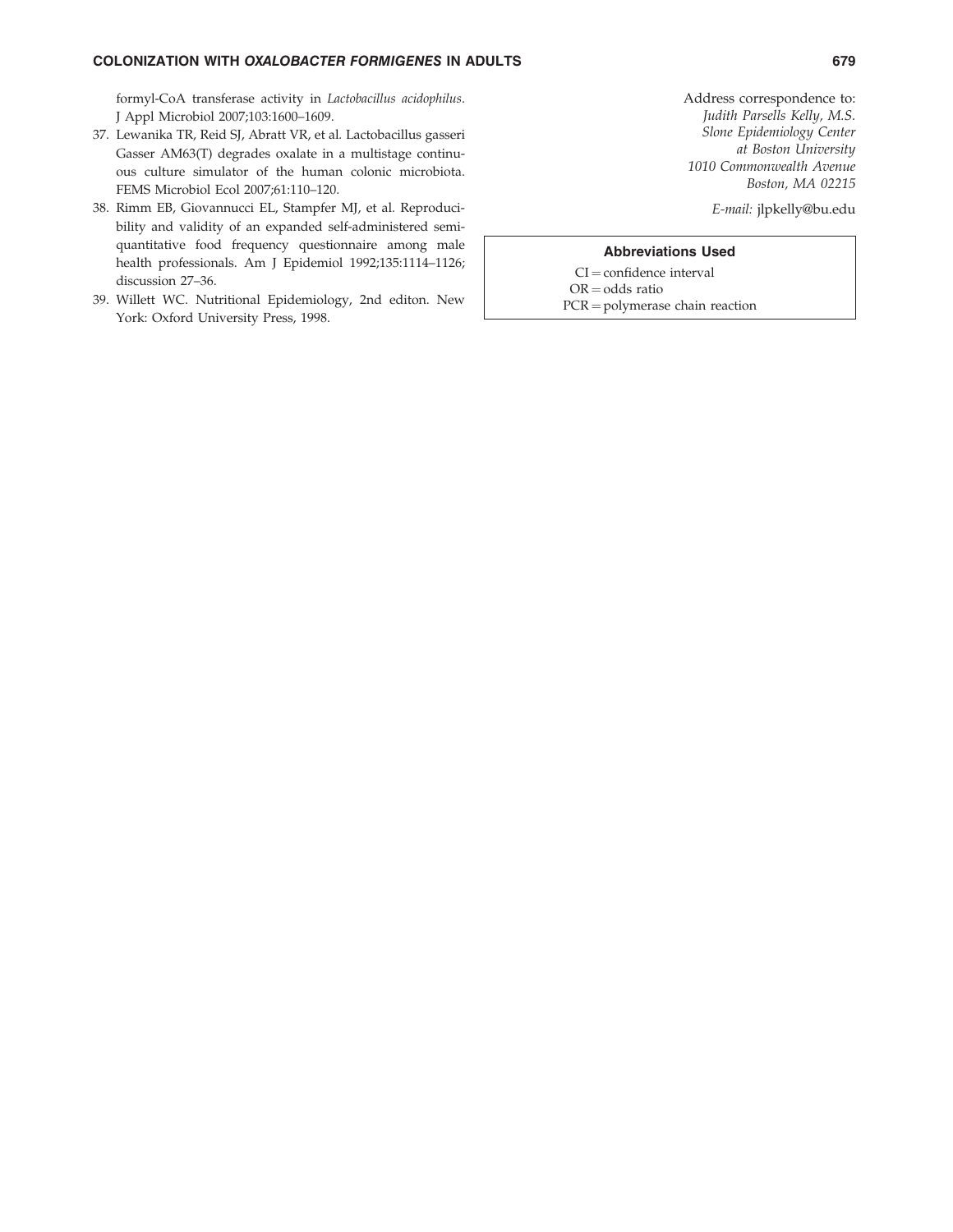formyl-CoA transferase activity in *Lactobacillus acidophilus*. J Appl Microbiol 2007;103:1600–1609.

37. Lewanika TR, Reid SJ, Abratt VR, et al. Lactobacillus gasseri Gasser AM63(T) degrades oxalate in a multistage continuous culture simulator of the human colonic microbiota. FEMS Microbiol Ecol 2007;61:110–120.
38. Rimm EB, Giovannucci EL, Stampfer MJ, et al. Reproducibility and validity of an expanded self-administered semiquantitative food frequency questionnaire among male health professionals. Am J Epidemiol 1992;135:1114–1126; discussion 27–36.
39. Willett WC. Nutritional Epidemiology, 2nd editon. New York: Oxford University Press, 1998.

Address correspondence to:
*Judith Parsells Kelly, M.S.*
*Slone Epidemiology Center*
*at Boston University*
*1010 Commonwealth Avenue*
*Boston, MA 02215*

*E-mail:* jlpkelly@bu.edu

**Abbreviations Used**

CI = confidence interval
OR = odds ratio
PCR = polymerase chain reaction